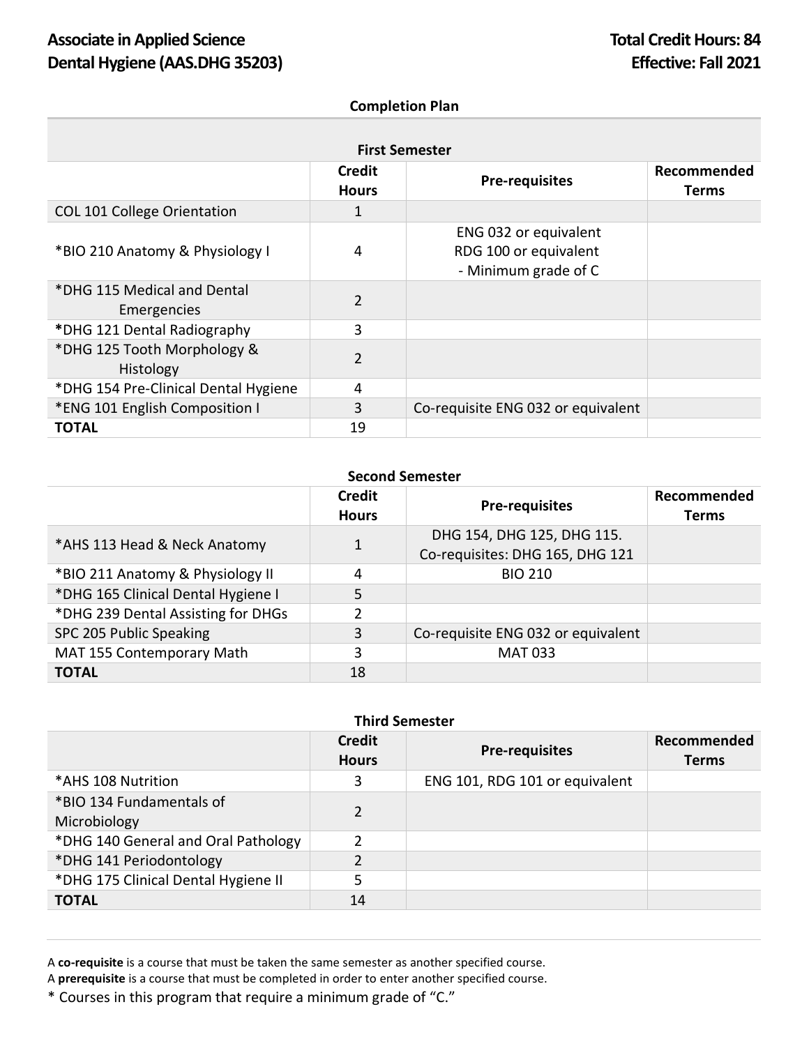# Associate in Applied Science
# Dental Hygiene (AAS.DHG 35203)

**Total Credit Hours: 84**
**Effective: Fall 2021**

## Completion Plan

### First Semester

| | Credit Hours | Pre-requisites | Recommended Terms |
|---|---|---|---|
| COL 101 College Orientation | 1 | | |
| *BIO 210 Anatomy & Physiology I | 4 | ENG 032 or equivalent RDG 100 or equivalent - Minimum grade of C | |
| *DHG 115 Medical and Dental Emergencies | 2 | | |
| *DHG 121 Dental Radiography | 3 | | |
| *DHG 125 Tooth Morphology & Histology | 2 | | |
| *DHG 154 Pre-Clinical Dental Hygiene | 4 | | |
| *ENG 101 English Composition I | 3 | Co-requisite ENG 032 or equivalent | |
| **TOTAL** | 19 | | |

### Second Semester

| | Credit Hours | Pre-requisites | Recommended Terms |
|---|---|---|---|
| *AHS 113 Head & Neck Anatomy | 1 | DHG 154, DHG 125, DHG 115. Co-requisites: DHG 165, DHG 121 | |
| *BIO 211 Anatomy & Physiology II | 4 | BIO 210 | |
| *DHG 165 Clinical Dental Hygiene I | 5 | | |
| *DHG 239 Dental Assisting for DHGs | 2 | | |
| SPC 205 Public Speaking | 3 | Co-requisite ENG 032 or equivalent | |
| MAT 155 Contemporary Math | 3 | MAT 033 | |
| **TOTAL** | 18 | | |

### Third Semester

| | Credit Hours | Pre-requisites | Recommended Terms |
|---|---|---|---|
| *AHS 108 Nutrition | 3 | ENG 101, RDG 101 or equivalent | |
| *BIO 134 Fundamentals of Microbiology | 2 | | |
| *DHG 140 General and Oral Pathology | 2 | | |
| *DHG 141 Periodontology | 2 | | |
| *DHG 175 Clinical Dental Hygiene II | 5 | | |
| **TOTAL** | 14 | | |

A **co-requisite** is a course that must be taken the same semester as another specified course.
A **prerequisite** is a course that must be completed in order to enter another specified course.
* Courses in this program that require a minimum grade of "C."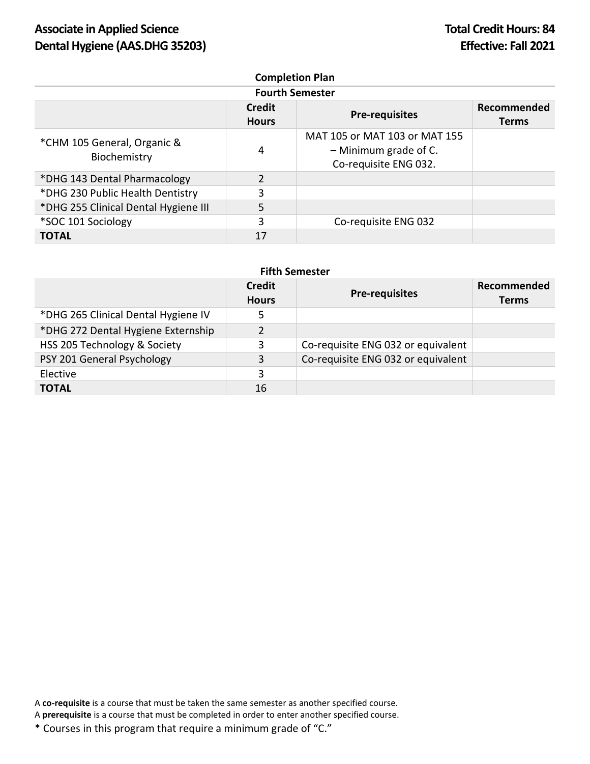# Associate in Applied Science Dental Hygiene (AAS.DHG 35203)

**Total Credit Hours: 84**
**Effective: Fall 2021**

## Completion Plan

### Fourth Semester

| | Credit Hours | Pre-requisites | Recommended Terms |
|---|---|---|---|
| *CHM 105 General, Organic & Biochemistry | 4 | MAT 105 or MAT 103 or MAT 155 – Minimum grade of C. Co-requisite ENG 032. | |
| *DHG 143 Dental Pharmacology | 2 | | |
| *DHG 230 Public Health Dentistry | 3 | | |
| *DHG 255 Clinical Dental Hygiene III | 5 | | |
| *SOC 101 Sociology | 3 | Co-requisite ENG 032 | |
| **TOTAL** | 17 | | |

### Fifth Semester

| | Credit Hours | Pre-requisites | Recommended Terms |
|---|---|---|---|
| *DHG 265 Clinical Dental Hygiene IV | 5 | | |
| *DHG 272 Dental Hygiene Externship | 2 | | |
| HSS 205 Technology & Society | 3 | Co-requisite ENG 032 or equivalent | |
| PSY 201 General Psychology | 3 | Co-requisite ENG 032 or equivalent | |
| Elective | 3 | | |
| **TOTAL** | 16 | | |

A **co-requisite** is a course that must be taken the same semester as another specified course.
A **prerequisite** is a course that must be completed in order to enter another specified course.
* Courses in this program that require a minimum grade of "C."